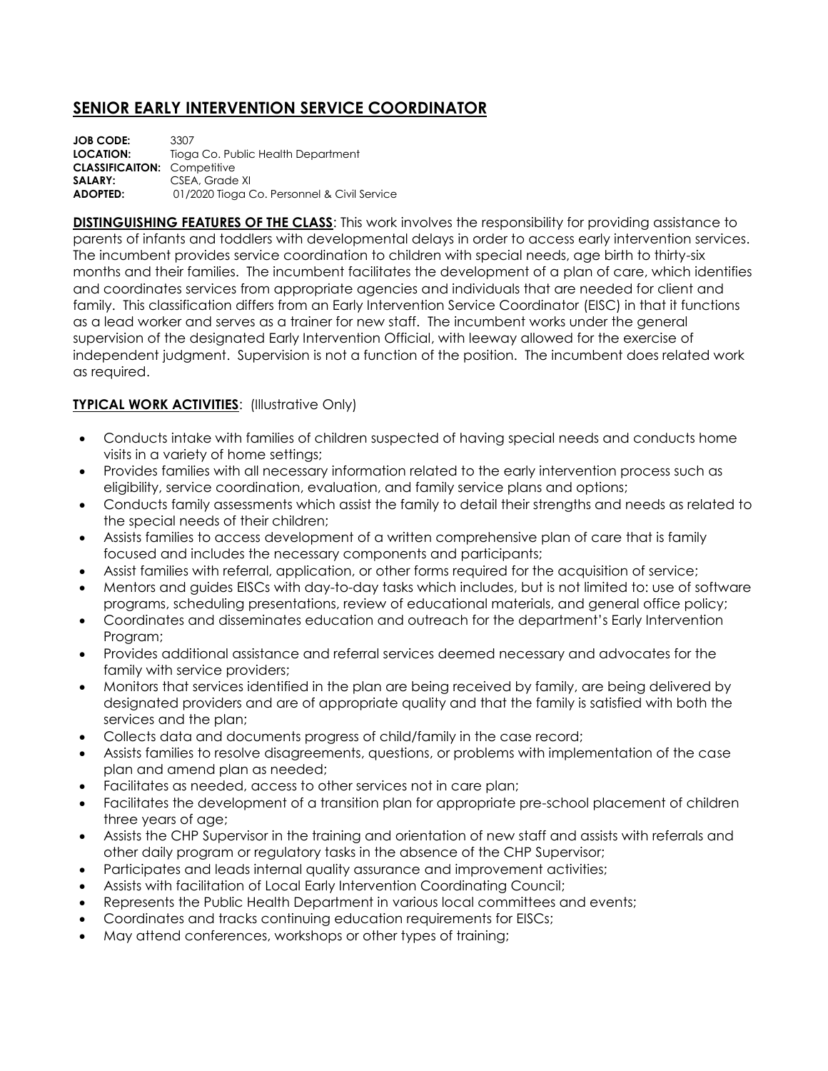# SENIOR EARLY INTERVENTION SERVICE COORDINATOR

**JOB CODE:** 3307
**LOCATION:** Tioga Co. Public Health Department
**CLASSIFICAITON:** Competitive
**SALARY:** CSEA, Grade XI
**ADOPTED:** 01/2020 Tioga Co. Personnel & Civil Service

**DISTINGUISHING FEATURES OF THE CLASS**: This work involves the responsibility for providing assistance to parents of infants and toddlers with developmental delays in order to access early intervention services. The incumbent provides service coordination to children with special needs, age birth to thirty-six months and their families. The incumbent facilitates the development of a plan of care, which identifies and coordinates services from appropriate agencies and individuals that are needed for client and family. This classification differs from an Early Intervention Service Coordinator (EISC) in that it functions as a lead worker and serves as a trainer for new staff. The incumbent works under the general supervision of the designated Early Intervention Official, with leeway allowed for the exercise of independent judgment. Supervision is not a function of the position. The incumbent does related work as required.

**TYPICAL WORK ACTIVITIES**: (Illustrative Only)

- Conducts intake with families of children suspected of having special needs and conducts home visits in a variety of home settings;
- Provides families with all necessary information related to the early intervention process such as eligibility, service coordination, evaluation, and family service plans and options;
- Conducts family assessments which assist the family to detail their strengths and needs as related to the special needs of their children;
- Assists families to access development of a written comprehensive plan of care that is family focused and includes the necessary components and participants;
- Assist families with referral, application, or other forms required for the acquisition of service;
- Mentors and guides EISCs with day-to-day tasks which includes, but is not limited to: use of software programs, scheduling presentations, review of educational materials, and general office policy;
- Coordinates and disseminates education and outreach for the department's Early Intervention Program;
- Provides additional assistance and referral services deemed necessary and advocates for the family with service providers;
- Monitors that services identified in the plan are being received by family, are being delivered by designated providers and are of appropriate quality and that the family is satisfied with both the services and the plan;
- Collects data and documents progress of child/family in the case record;
- Assists families to resolve disagreements, questions, or problems with implementation of the case plan and amend plan as needed;
- Facilitates as needed, access to other services not in care plan;
- Facilitates the development of a transition plan for appropriate pre-school placement of children three years of age;
- Assists the CHP Supervisor in the training and orientation of new staff and assists with referrals and other daily program or regulatory tasks in the absence of the CHP Supervisor;
- Participates and leads internal quality assurance and improvement activities;
- Assists with facilitation of Local Early Intervention Coordinating Council;
- Represents the Public Health Department in various local committees and events;
- Coordinates and tracks continuing education requirements for EISCs;
- May attend conferences, workshops or other types of training;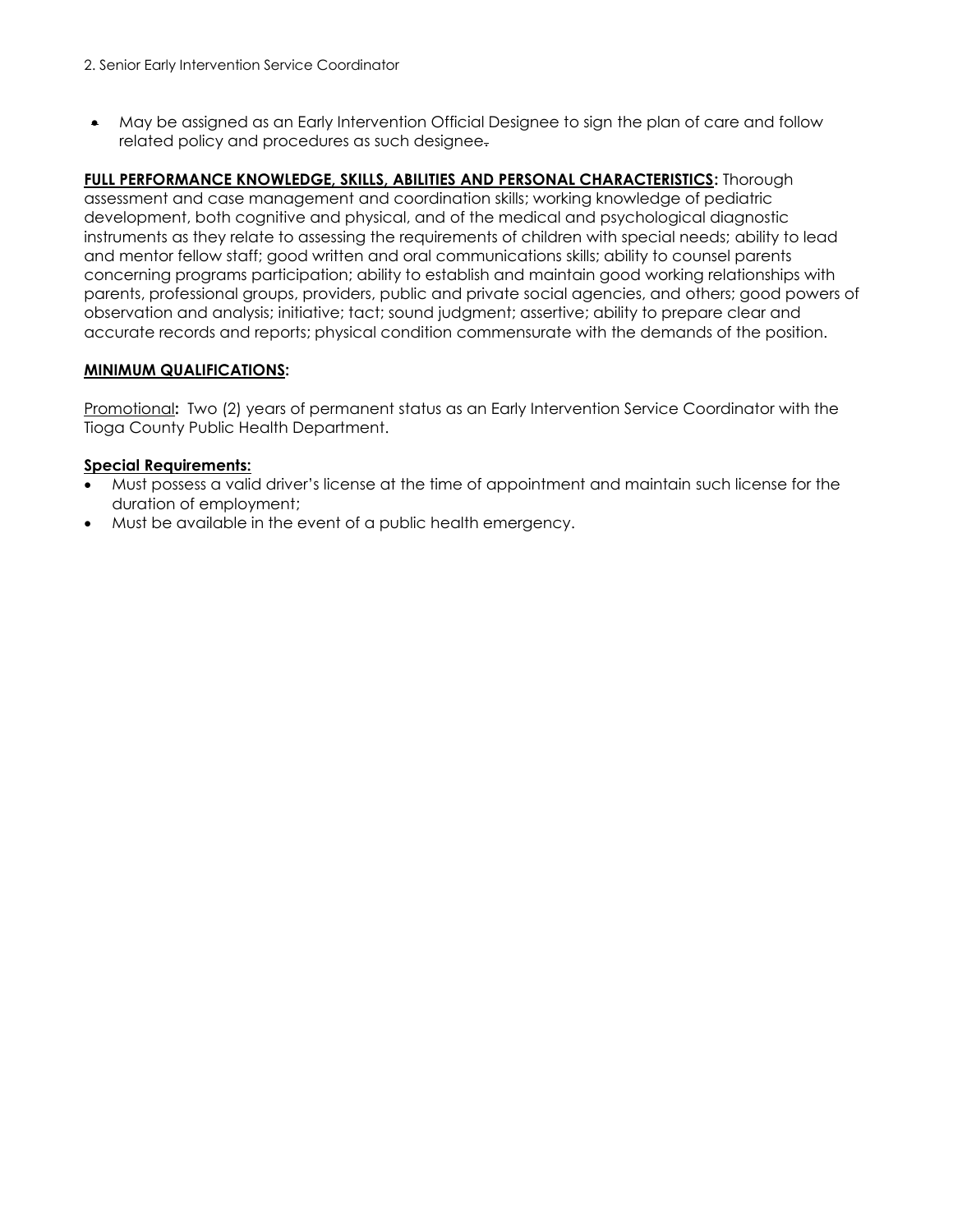- May be assigned as an Early Intervention Official Designee to sign the plan of care and follow related policy and procedures as such designee.

**FULL PERFORMANCE KNOWLEDGE, SKILLS, ABILITIES AND PERSONAL CHARACTERISTICS:** Thorough assessment and case management and coordination skills; working knowledge of pediatric development, both cognitive and physical, and of the medical and psychological diagnostic instruments as they relate to assessing the requirements of children with special needs; ability to lead and mentor fellow staff; good written and oral communications skills; ability to counsel parents concerning programs participation; ability to establish and maintain good working relationships with parents, professional groups, providers, public and private social agencies, and others; good powers of observation and analysis; initiative; tact; sound judgment; assertive; ability to prepare clear and accurate records and reports; physical condition commensurate with the demands of the position.

**MINIMUM QUALIFICATIONS:**

Promotional**:** Two (2) years of permanent status as an Early Intervention Service Coordinator with the Tioga County Public Health Department.

**Special Requirements:**

- Must possess a valid driver's license at the time of appointment and maintain such license for the duration of employment;
- Must be available in the event of a public health emergency.